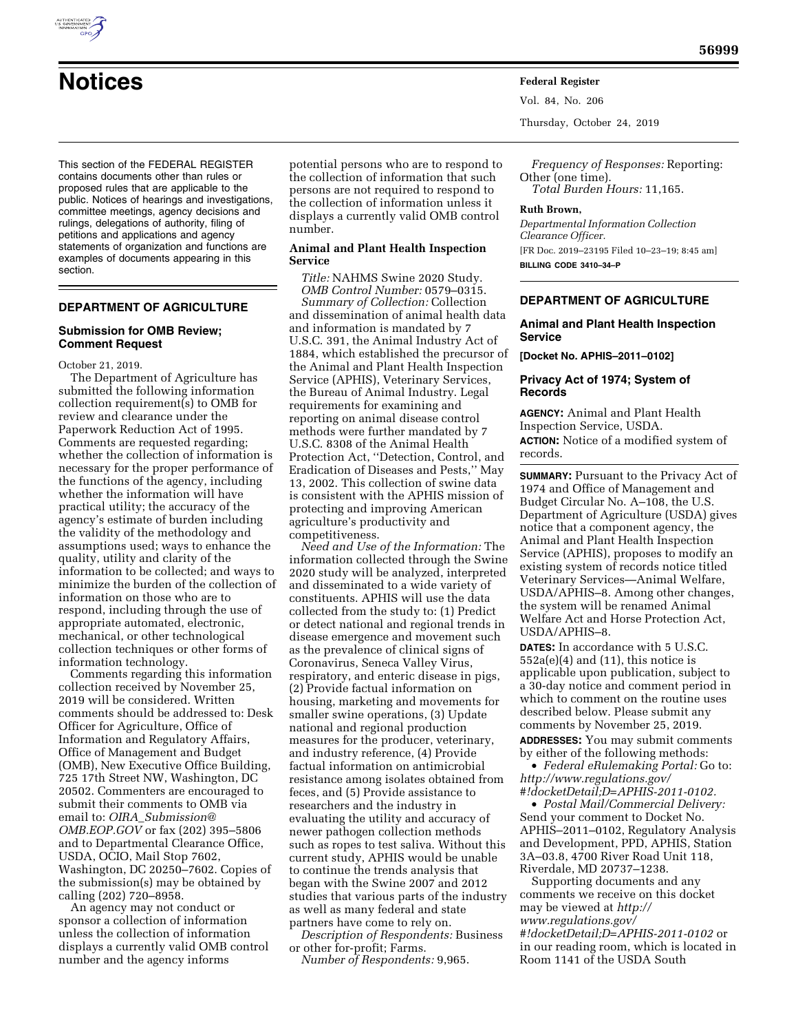# Notices

This section of the FEDERAL REGISTER contains documents other than rules or proposed rules that are applicable to the public. Notices of hearings and investigations, committee meetings, agency decisions and rulings, delegations of authority, filing of petitions and applications and agency statements of organization and functions are examples of documents appearing in this section.

## DEPARTMENT OF AGRICULTURE

### Submission for OMB Review; Comment Request

October 21, 2019.

The Department of Agriculture has submitted the following information collection requirement(s) to OMB for review and clearance under the Paperwork Reduction Act of 1995. Comments are requested regarding; whether the collection of information is necessary for the proper performance of the functions of the agency, including whether the information will have practical utility; the accuracy of the agency's estimate of burden including the validity of the methodology and assumptions used; ways to enhance the quality, utility and clarity of the information to be collected; and ways to minimize the burden of the collection of information on those who are to respond, including through the use of appropriate automated, electronic, mechanical, or other technological collection techniques or other forms of information technology.

Comments regarding this information collection received by November 25, 2019 will be considered. Written comments should be addressed to: Desk Officer for Agriculture, Office of Information and Regulatory Affairs, Office of Management and Budget (OMB), New Executive Office Building, 725 17th Street NW, Washington, DC 20502. Commenters are encouraged to submit their comments to OMB via email to: *OIRA_Submission@OMB.EOP.GOV* or fax (202) 395–5806 and to Departmental Clearance Office, USDA, OCIO, Mail Stop 7602, Washington, DC 20250–7602. Copies of the submission(s) may be obtained by calling (202) 720–8958.

An agency may not conduct or sponsor a collection of information unless the collection of information displays a currently valid OMB control number and the agency informs potential persons who are to respond to the collection of information that such persons are not required to respond to the collection of information unless it displays a currently valid OMB control number.

### Animal and Plant Health Inspection Service

*Title:* NAHMS Swine 2020 Study.

*OMB Control Number:* 0579–0315.

*Summary of Collection:* Collection and dissemination of animal health data and information is mandated by 7 U.S.C. 391, the Animal Industry Act of 1884, which established the precursor of the Animal and Plant Health Inspection Service (APHIS), Veterinary Services, the Bureau of Animal Industry. Legal requirements for examining and reporting on animal disease control methods were further mandated by 7 U.S.C. 8308 of the Animal Health Protection Act, "Detection, Control, and Eradication of Diseases and Pests," May 13, 2002. This collection of swine data is consistent with the APHIS mission of protecting and improving American agriculture's productivity and competitiveness.

*Need and Use of the Information:* The information collected through the Swine 2020 study will be analyzed, interpreted and disseminated to a wide variety of constituents. APHIS will use the data collected from the study to: (1) Predict or detect national and regional trends in disease emergence and movement such as the prevalence of clinical signs of Coronavirus, Seneca Valley Virus, respiratory, and enteric disease in pigs, (2) Provide factual information on housing, marketing and movements for smaller swine operations, (3) Update national and regional production measures for the producer, veterinary, and industry reference, (4) Provide factual information on antimicrobial resistance among isolates obtained from feces, and (5) Provide assistance to researchers and the industry in evaluating the utility and accuracy of newer pathogen collection methods such as ropes to test saliva. Without this current study, APHIS would be unable to continue the trends analysis that began with the Swine 2007 and 2012 studies that various parts of the industry as well as many federal and state partners have come to rely on.

*Description of Respondents:* Business or other for-profit; Farms.

*Number of Respondents:* 9,965.

*Frequency of Responses:* Reporting: Other (one time).

*Total Burden Hours:* 11,165.

**Ruth Brown,**

*Departmental Information Collection Clearance Officer.*

[FR Doc. 2019–23195 Filed 10–23–19; 8:45 am]

**BILLING CODE 3410–34–P**

## DEPARTMENT OF AGRICULTURE

### Animal and Plant Health Inspection Service

**[Docket No. APHIS–2011–0102]**

### Privacy Act of 1974; System of Records

**AGENCY:** Animal and Plant Health Inspection Service, USDA.

**ACTION:** Notice of a modified system of records.

**SUMMARY:** Pursuant to the Privacy Act of 1974 and Office of Management and Budget Circular No. A–108, the U.S. Department of Agriculture (USDA) gives notice that a component agency, the Animal and Plant Health Inspection Service (APHIS), proposes to modify an existing system of records notice titled Veterinary Services—Animal Welfare, USDA/APHIS–8. Among other changes, the system will be renamed Animal Welfare Act and Horse Protection Act, USDA/APHIS–8.

**DATES:** In accordance with 5 U.S.C. 552a(e)(4) and (11), this notice is applicable upon publication, subject to a 30-day notice and comment period in which to comment on the routine uses described below. Please submit any comments by November 25, 2019.

**ADDRESSES:** You may submit comments by either of the following methods:

- *Federal eRulemaking Portal:* Go to: *http://www.regulations.gov/#!docketDetail;D=APHIS-2011-0102.*
- *Postal Mail/Commercial Delivery:* Send your comment to Docket No. APHIS–2011–0102, Regulatory Analysis and Development, PPD, APHIS, Station 3A–03.8, 4700 River Road Unit 118, Riverdale, MD 20737–1238.

Supporting documents and any comments we receive on this docket may be viewed at *http://www.regulations.gov/#!docketDetail;D=APHIS-2011-0102* or in our reading room, which is located in Room 1141 of the USDA South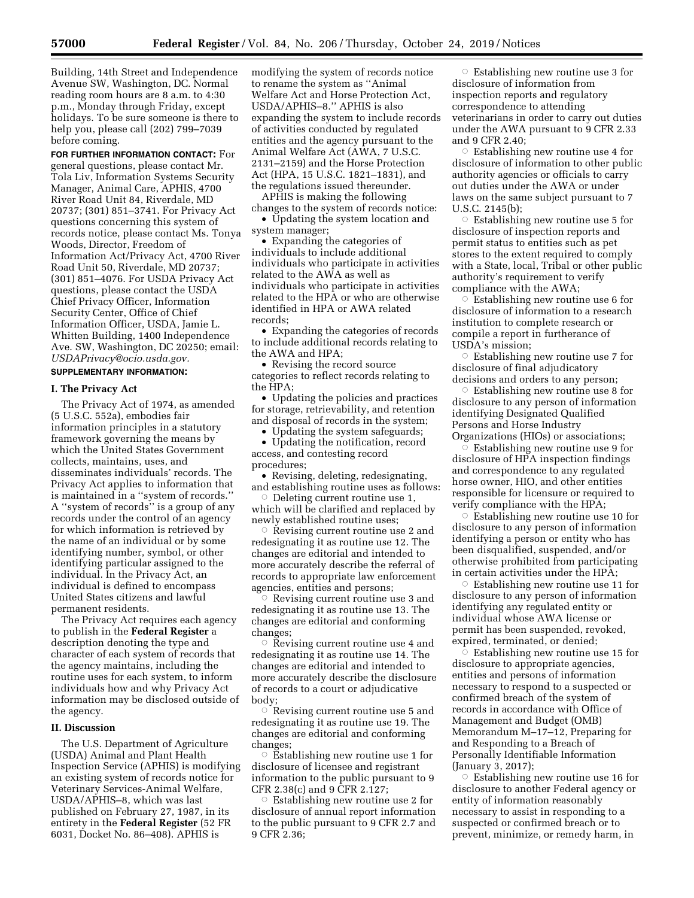Building, 14th Street and Independence Avenue SW, Washington, DC. Normal reading room hours are 8 a.m. to 4:30 p.m., Monday through Friday, except holidays. To be sure someone is there to help you, please call (202) 799–7039 before coming.

**FOR FURTHER INFORMATION CONTACT:** For general questions, please contact Mr. Tola Liv, Information Systems Security Manager, Animal Care, APHIS, 4700 River Road Unit 84, Riverdale, MD 20737; (301) 851–3741. For Privacy Act questions concerning this system of records notice, please contact Ms. Tonya Woods, Director, Freedom of Information Act/Privacy Act, 4700 River Road Unit 50, Riverdale, MD 20737; (301) 851–4076. For USDA Privacy Act questions, please contact the USDA Chief Privacy Officer, Information Security Center, Office of Chief Information Officer, USDA, Jamie L. Whitten Building, 1400 Independence Ave. SW, Washington, DC 20250; email: *USDAPrivacy@ocio.usda.gov.*

**SUPPLEMENTARY INFORMATION:**

## I. The Privacy Act

The Privacy Act of 1974, as amended (5 U.S.C. 552a), embodies fair information principles in a statutory framework governing the means by which the United States Government collects, maintains, uses, and disseminates individuals' records. The Privacy Act applies to information that is maintained in a ''system of records.'' A ''system of records'' is a group of any records under the control of an agency for which information is retrieved by the name of an individual or by some identifying number, symbol, or other identifying particular assigned to the individual. In the Privacy Act, an individual is defined to encompass United States citizens and lawful permanent residents.

The Privacy Act requires each agency to publish in the **Federal Register** a description denoting the type and character of each system of records that the agency maintains, including the routine uses for each system, to inform individuals how and why Privacy Act information may be disclosed outside of the agency.

## II. Discussion

The U.S. Department of Agriculture (USDA) Animal and Plant Health Inspection Service (APHIS) is modifying an existing system of records notice for Veterinary Services-Animal Welfare, USDA/APHIS–8, which was last published on February 27, 1987, in its entirety in the **Federal Register** (52 FR 6031, Docket No. 86–408). APHIS is modifying the system of records notice to rename the system as ''Animal Welfare Act and Horse Protection Act, USDA/APHIS–8.'' APHIS is also expanding the system to include records of activities conducted by regulated entities and the agency pursuant to the Animal Welfare Act (AWA, 7 U.S.C. 2131–2159) and the Horse Protection Act (HPA, 15 U.S.C. 1821–1831), and the regulations issued thereunder.

APHIS is making the following changes to the system of records notice:

- Updating the system location and system manager;
- Expanding the categories of individuals to include additional individuals who participate in activities related to the AWA as well as individuals who participate in activities related to the HPA or who are otherwise identified in HPA or AWA related records;
- Expanding the categories of records to include additional records relating to the AWA and HPA;
- Revising the record source categories to reflect records relating to the HPA;
- Updating the policies and practices for storage, retrievability, and retention and disposal of records in the system;
- Updating the system safeguards;
- Updating the notification, record access, and contesting record procedures;
- Revising, deleting, redesignating, and establishing routine uses as follows:
  - Deleting current routine use 1, which will be clarified and replaced by newly established routine uses;
  - Revising current routine use 2 and redesignating it as routine use 12. The changes are editorial and intended to more accurately describe the referral of records to appropriate law enforcement agencies, entities and persons;
  - Revising current routine use 3 and redesignating it as routine use 13. The changes are editorial and conforming changes;
  - Revising current routine use 4 and redesignating it as routine use 14. The changes are editorial and intended to more accurately describe the disclosure of records to a court or adjudicative body;
  - Revising current routine use 5 and redesignating it as routine use 19. The changes are editorial and conforming changes;
  - Establishing new routine use 1 for disclosure of licensee and registrant information to the public pursuant to 9 CFR 2.38(c) and 9 CFR 2.127;
  - Establishing new routine use 2 for disclosure of annual report information to the public pursuant to 9 CFR 2.7 and 9 CFR 2.36;
  - Establishing new routine use 3 for disclosure of information from inspection reports and regulatory correspondence to attending veterinarians in order to carry out duties under the AWA pursuant to 9 CFR 2.33 and 9 CFR 2.40;
  - Establishing new routine use 4 for disclosure of information to other public authority agencies or officials to carry out duties under the AWA or under laws on the same subject pursuant to 7 U.S.C. 2145(b);
  - Establishing new routine use 5 for disclosure of inspection reports and permit status to entities such as pet stores to the extent required to comply with a State, local, Tribal or other public authority's requirement to verify compliance with the AWA;
  - Establishing new routine use 6 for disclosure of information to a research institution to complete research or compile a report in furtherance of USDA's mission;
  - Establishing new routine use 7 for disclosure of final adjudicatory decisions and orders to any person;
  - Establishing new routine use 8 for disclosure to any person of information identifying Designated Qualified Persons and Horse Industry Organizations (HIOs) or associations;
  - Establishing new routine use 9 for disclosure of HPA inspection findings and correspondence to any regulated horse owner, HIO, and other entities responsible for licensure or required to verify compliance with the HPA;
  - Establishing new routine use 10 for disclosure to any person or entity of information identifying a person or entity who has been disqualified, suspended, and/or otherwise prohibited from participating in certain activities under the HPA;
  - Establishing new routine use 11 for disclosure to any person of information identifying any regulated entity or individual whose AWA license or permit has been suspended, revoked, expired, terminated, or denied;
  - Establishing new routine use 15 for disclosure to appropriate agencies, entities and persons of information necessary to respond to a suspected or confirmed breach of the system of records in accordance with Office of Management and Budget (OMB) Memorandum M–17–12, Preparing for and Responding to a Breach of Personally Identifiable Information (January 3, 2017);
  - Establishing new routine use 16 for disclosure to another Federal agency or entity of information reasonably necessary to assist in responding to a suspected or confirmed breach or to prevent, minimize, or remedy harm, in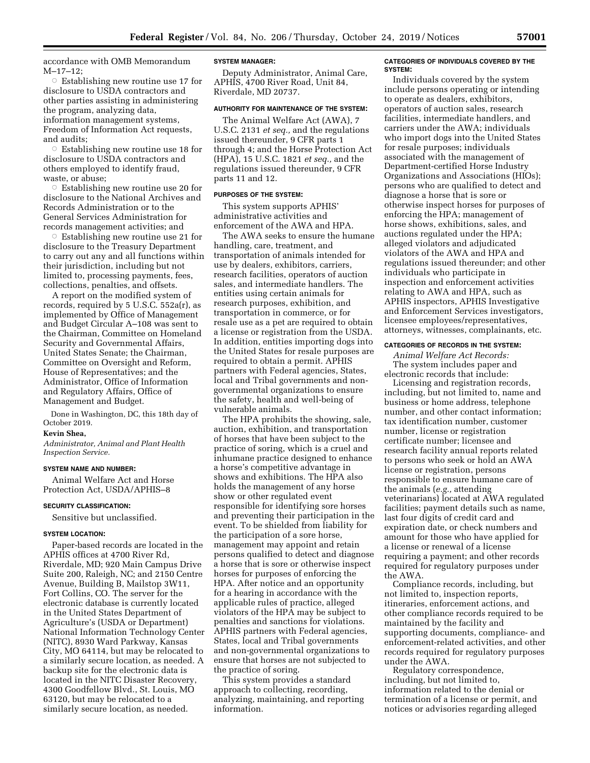accordance with OMB Memorandum M–17–12;

○ Establishing new routine use 17 for disclosure to USDA contractors and other parties assisting in administering the program, analyzing data, information management systems, Freedom of Information Act requests, and audits;

○ Establishing new routine use 18 for disclosure to USDA contractors and others employed to identify fraud, waste, or abuse;

○ Establishing new routine use 20 for disclosure to the National Archives and Records Administration or to the General Services Administration for records management activities; and

○ Establishing new routine use 21 for disclosure to the Treasury Department to carry out any and all functions within their jurisdiction, including but not limited to, processing payments, fees, collections, penalties, and offsets.

A report on the modified system of records, required by 5 U.S.C. 552a(r), as implemented by Office of Management and Budget Circular A–108 was sent to the Chairman, Committee on Homeland Security and Governmental Affairs, United States Senate; the Chairman, Committee on Oversight and Reform, House of Representatives; and the Administrator, Office of Information and Regulatory Affairs, Office of Management and Budget.

Done in Washington, DC, this 18th day of October 2019.

**Kevin Shea,**

*Administrator, Animal and Plant Health Inspection Service.*

#### SYSTEM NAME AND NUMBER:

Animal Welfare Act and Horse Protection Act, USDA/APHIS–8

#### SECURITY CLASSIFICATION:

Sensitive but unclassified.

#### SYSTEM LOCATION:

Paper-based records are located in the APHIS offices at 4700 River Rd, Riverdale, MD; 920 Main Campus Drive Suite 200, Raleigh, NC; and 2150 Centre Avenue, Building B, Mailstop 3W11, Fort Collins, CO. The server for the electronic database is currently located in the United States Department of Agriculture's (USDA or Department) National Information Technology Center (NITC), 8930 Ward Parkway, Kansas City, MO 64114, but may be relocated to a similarly secure location, as needed. A backup site for the electronic data is located in the NITC Disaster Recovery, 4300 Goodfellow Blvd., St. Louis, MO 63120, but may be relocated to a similarly secure location, as needed.

#### SYSTEM MANAGER:

Deputy Administrator, Animal Care, APHIS, 4700 River Road, Unit 84, Riverdale, MD 20737.

#### AUTHORITY FOR MAINTENANCE OF THE SYSTEM:

The Animal Welfare Act (AWA), 7 U.S.C. 2131 *et seq.,* and the regulations issued thereunder, 9 CFR parts 1 through 4; and the Horse Protection Act (HPA), 15 U.S.C. 1821 *et seq.,* and the regulations issued thereunder, 9 CFR parts 11 and 12.

#### PURPOSES OF THE SYSTEM:

This system supports APHIS' administrative activities and enforcement of the AWA and HPA.

The AWA seeks to ensure the humane handling, care, treatment, and transportation of animals intended for use by dealers, exhibitors, carriers, research facilities, operators of auction sales, and intermediate handlers. The entities using certain animals for research purposes, exhibition, and transportation in commerce, or for resale use as a pet are required to obtain a license or registration from the USDA. In addition, entities importing dogs into the United States for resale purposes are required to obtain a permit. APHIS partners with Federal agencies, States, local and Tribal governments and non-governmental organizations to ensure the safety, health and well-being of vulnerable animals.

The HPA prohibits the showing, sale, auction, exhibition, and transportation of horses that have been subject to the practice of soring, which is a cruel and inhumane practice designed to enhance a horse's competitive advantage in shows and exhibitions. The HPA also holds the management of any horse show or other regulated event responsible for identifying sore horses and preventing their participation in the event. To be shielded from liability for the participation of a sore horse, management may appoint and retain persons qualified to detect and diagnose a horse that is sore or otherwise inspect horses for purposes of enforcing the HPA. After notice and an opportunity for a hearing in accordance with the applicable rules of practice, alleged violators of the HPA may be subject to penalties and sanctions for violations. APHIS partners with Federal agencies, States, local and Tribal governments and non-governmental organizations to ensure that horses are not subjected to the practice of soring.

This system provides a standard approach to collecting, recording, analyzing, maintaining, and reporting information.

#### CATEGORIES OF INDIVIDUALS COVERED BY THE SYSTEM:

Individuals covered by the system include persons operating or intending to operate as dealers, exhibitors, operators of auction sales, research facilities, intermediate handlers, and carriers under the AWA; individuals who import dogs into the United States for resale purposes; individuals associated with the management of Department-certified Horse Industry Organizations and Associations (HIOs); persons who are qualified to detect and diagnose a horse that is sore or otherwise inspect horses for purposes of enforcing the HPA; management of horse shows, exhibitions, sales, and auctions regulated under the HPA; alleged violators and adjudicated violators of the AWA and HPA and regulations issued thereunder; and other individuals who participate in inspection and enforcement activities relating to AWA and HPA, such as APHIS inspectors, APHIS Investigative and Enforcement Services investigators, licensee employees/representatives, attorneys, witnesses, complainants, etc.

#### CATEGORIES OF RECORDS IN THE SYSTEM:

*Animal Welfare Act Records:*

The system includes paper and electronic records that include:

Licensing and registration records, including, but not limited to, name and business or home address, telephone number, and other contact information; tax identification number, customer number, license or registration certificate number; licensee and research facility annual reports related to persons who seek or hold an AWA license or registration, persons responsible to ensure humane care of the animals (*e.g.,* attending veterinarians) located at AWA regulated facilities; payment details such as name, last four digits of credit card and expiration date, or check numbers and amount for those who have applied for a license or renewal of a license requiring a payment; and other records required for regulatory purposes under the AWA.

Compliance records, including, but not limited to, inspection reports, itineraries, enforcement actions, and other compliance records required to be maintained by the facility and supporting documents, compliance- and enforcement-related activities, and other records required for regulatory purposes under the AWA.

Regulatory correspondence, including, but not limited to, information related to the denial or termination of a license or permit, and notices or advisories regarding alleged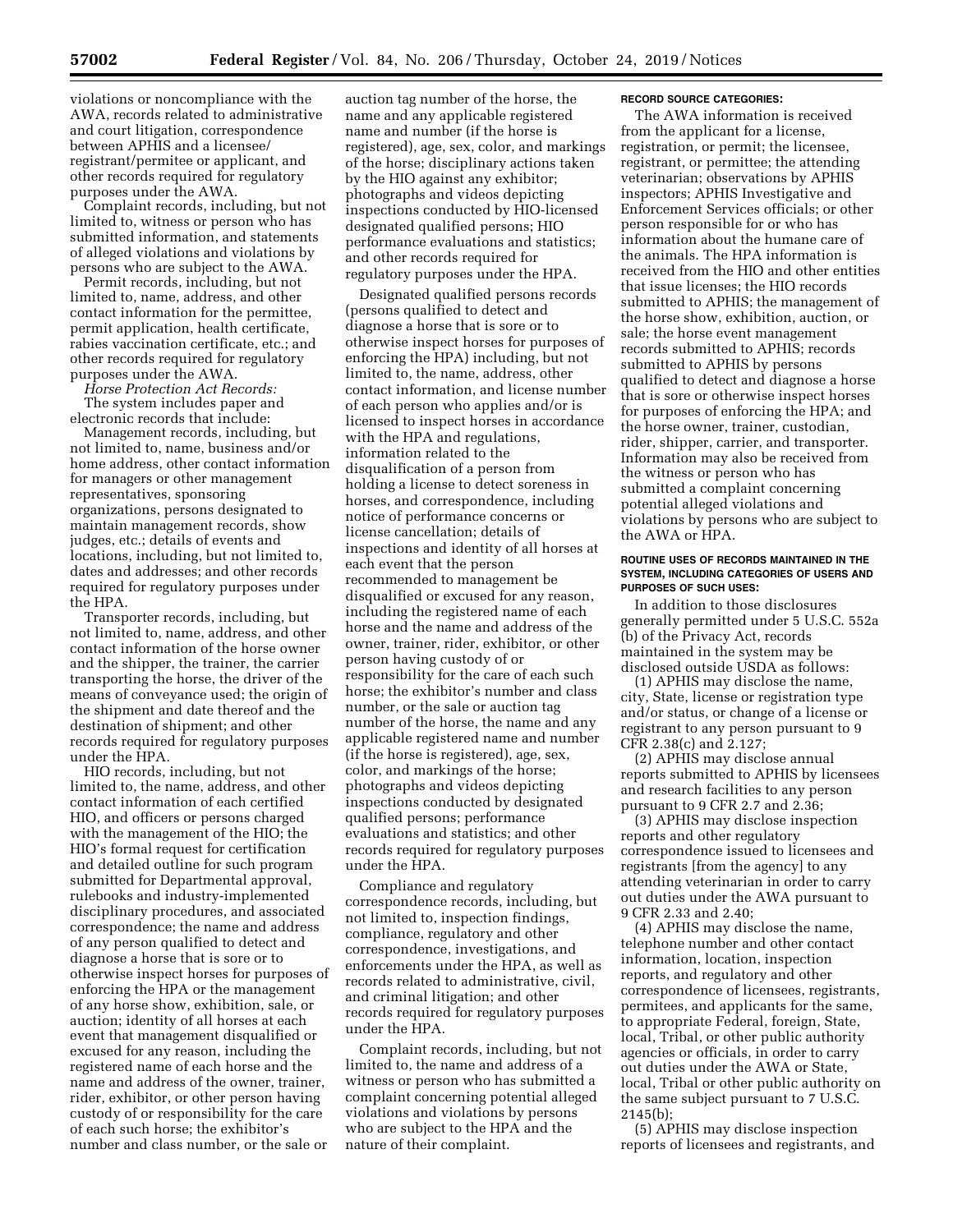violations or noncompliance with the AWA, records related to administrative and court litigation, correspondence between APHIS and a licensee/registrant/permitee or applicant, and other records required for regulatory purposes under the AWA.

Complaint records, including, but not limited to, witness or person who has submitted information, and statements of alleged violations and violations by persons who are subject to the AWA.

Permit records, including, but not limited to, name, address, and other contact information for the permittee, permit application, health certificate, rabies vaccination certificate, etc.; and other records required for regulatory purposes under the AWA.

*Horse Protection Act Records:*

The system includes paper and electronic records that include:

Management records, including, but not limited to, name, business and/or home address, other contact information for managers or other management representatives, sponsoring organizations, persons designated to maintain management records, show judges, etc.; details of events and locations, including, but not limited to, dates and addresses; and other records required for regulatory purposes under the HPA.

Transporter records, including, but not limited to, name, address, and other contact information of the horse owner and the shipper, the trainer, the carrier transporting the horse, the driver of the means of conveyance used; the origin of the shipment and date thereof and the destination of shipment; and other records required for regulatory purposes under the HPA.

HIO records, including, but not limited to, the name, address, and other contact information of each certified HIO, and officers or persons charged with the management of the HIO; the HIO's formal request for certification and detailed outline for such program submitted for Departmental approval, rulebooks and industry-implemented disciplinary procedures, and associated correspondence; the name and address of any person qualified to detect and diagnose a horse that is sore or to otherwise inspect horses for purposes of enforcing the HPA or the management of any horse show, exhibition, sale, or auction; identity of all horses at each event that management disqualified or excused for any reason, including the registered name of each horse and the name and address of the owner, trainer, rider, exhibitor, or other person having custody of or responsibility for the care of each such horse; the exhibitor's number and class number, or the sale or auction tag number of the horse, the name and any applicable registered name and number (if the horse is registered), age, sex, color, and markings of the horse; disciplinary actions taken by the HIO against any exhibitor; photographs and videos depicting inspections conducted by HIO-licensed designated qualified persons; HIO performance evaluations and statistics; and other records required for regulatory purposes under the HPA.

Designated qualified persons records (persons qualified to detect and diagnose a horse that is sore or to otherwise inspect horses for purposes of enforcing the HPA) including, but not limited to, the name, address, other contact information, and license number of each person who applies and/or is licensed to inspect horses in accordance with the HPA and regulations, information related to the disqualification of a person from holding a license to detect soreness in horses, and correspondence, including notice of performance concerns or license cancellation; details of inspections and identity of all horses at each event that the person recommended to management be disqualified or excused for any reason, including the registered name of each horse and the name and address of the owner, trainer, rider, exhibitor, or other person having custody of or responsibility for the care of each such horse; the exhibitor's number and class number, or the sale or auction tag number of the horse, the name and any applicable registered name and number (if the horse is registered), age, sex, color, and markings of the horse; photographs and videos depicting inspections conducted by designated qualified persons; performance evaluations and statistics; and other records required for regulatory purposes under the HPA.

Compliance and regulatory correspondence records, including, but not limited to, inspection findings, compliance, regulatory and other correspondence, investigations, and enforcements under the HPA, as well as records related to administrative, civil, and criminal litigation; and other records required for regulatory purposes under the HPA.

Complaint records, including, but not limited to, the name and address of a witness or person who has submitted a complaint concerning potential alleged violations and violations by persons who are subject to the HPA and the nature of their complaint.

#### RECORD SOURCE CATEGORIES:

The AWA information is received from the applicant for a license, registration, or permit; the licensee, registrant, or permittee; the attending veterinarian; observations by APHIS inspectors; APHIS Investigative and Enforcement Services officials; or other person responsible for or who has information about the humane care of the animals. The HPA information is received from the HIO and other entities that issue licenses; the HIO records submitted to APHIS; the management of the horse show, exhibition, auction, or sale; the horse event management records submitted to APHIS; records submitted to APHIS by persons qualified to detect and diagnose a horse that is sore or otherwise inspect horses for purposes of enforcing the HPA; and the horse owner, trainer, custodian, rider, shipper, carrier, and transporter. Information may also be received from the witness or person who has submitted a complaint concerning potential alleged violations and violations by persons who are subject to the AWA or HPA.

#### ROUTINE USES OF RECORDS MAINTAINED IN THE SYSTEM, INCLUDING CATEGORIES OF USERS AND PURPOSES OF SUCH USES:

In addition to those disclosures generally permitted under 5 U.S.C. 552a (b) of the Privacy Act, records maintained in the system may be disclosed outside USDA as follows:

(1) APHIS may disclose the name, city, State, license or registration type and/or status, or change of a license or registrant to any person pursuant to 9 CFR 2.38(c) and 2.127;

(2) APHIS may disclose annual reports submitted to APHIS by licensees and research facilities to any person pursuant to 9 CFR 2.7 and 2.36;

(3) APHIS may disclose inspection reports and other regulatory correspondence issued to licensees and registrants [from the agency] to any attending veterinarian in order to carry out duties under the AWA pursuant to 9 CFR 2.33 and 2.40;

(4) APHIS may disclose the name, telephone number and other contact information, location, inspection reports, and regulatory and other correspondence of licensees, registrants, permitees, and applicants for the same, to appropriate Federal, foreign, State, local, Tribal, or other public authority agencies or officials, in order to carry out duties under the AWA or State, local, Tribal or other public authority on the same subject pursuant to 7 U.S.C. 2145(b);

(5) APHIS may disclose inspection reports of licensees and registrants, and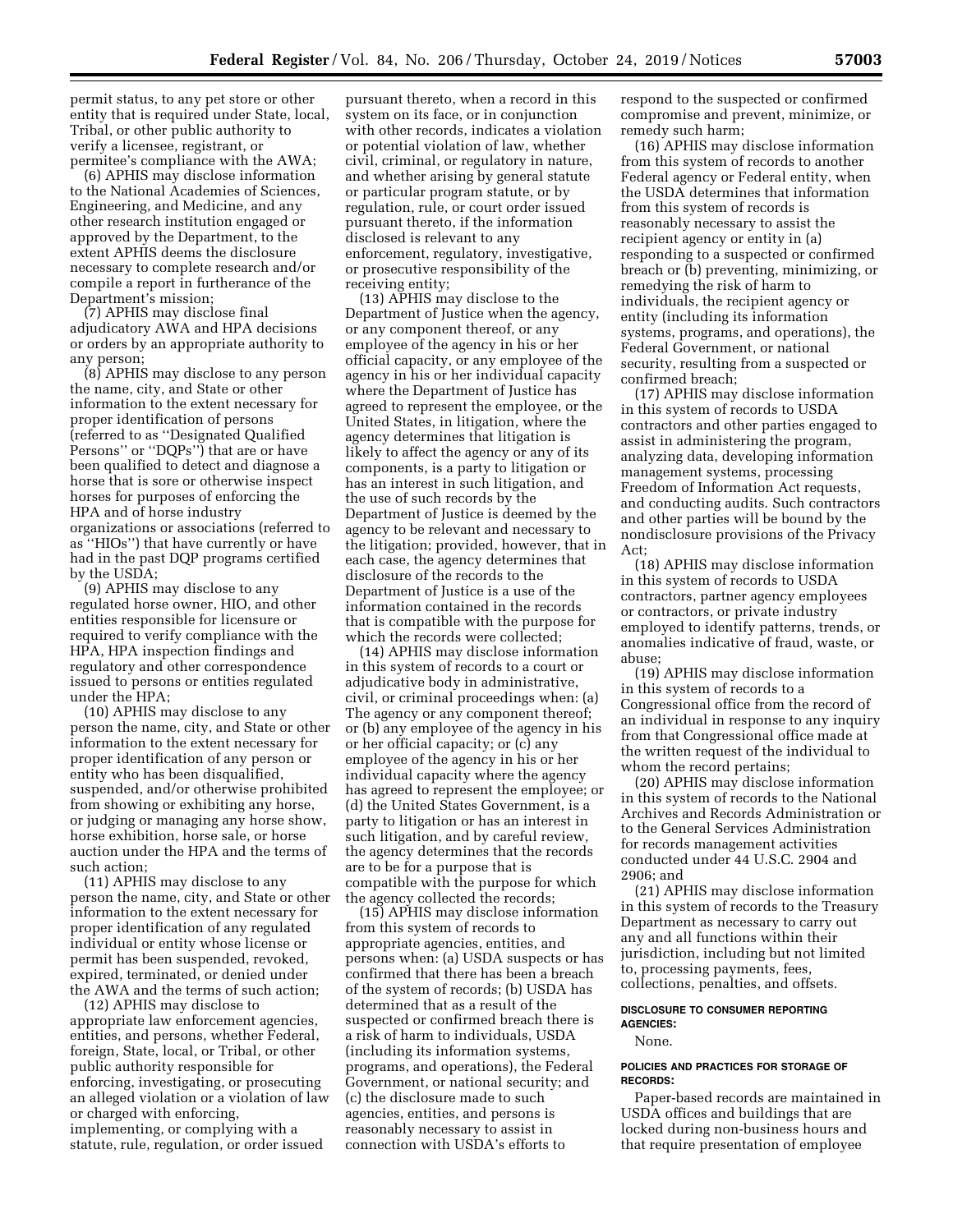permit status, to any pet store or other entity that is required under State, local, Tribal, or other public authority to verify a licensee, registrant, or permitee's compliance with the AWA;

(6) APHIS may disclose information to the National Academies of Sciences, Engineering, and Medicine, and any other research institution engaged or approved by the Department, to the extent APHIS deems the disclosure necessary to complete research and/or compile a report in furtherance of the Department's mission;

(7) APHIS may disclose final adjudicatory AWA and HPA decisions or orders by an appropriate authority to any person;

(8) APHIS may disclose to any person the name, city, and State or other information to the extent necessary for proper identification of persons (referred to as "Designated Qualified Persons" or "DQPs") that are or have been qualified to detect and diagnose a horse that is sore or otherwise inspect horses for purposes of enforcing the HPA and of horse industry organizations or associations (referred to as "HIOs") that have currently or have had in the past DQP programs certified by the USDA;

(9) APHIS may disclose to any regulated horse owner, HIO, and other entities responsible for licensure or required to verify compliance with the HPA, HPA inspection findings and regulatory and other correspondence issued to persons or entities regulated under the HPA;

(10) APHIS may disclose to any person the name, city, and State or other information to the extent necessary for proper identification of any person or entity who has been disqualified, suspended, and/or otherwise prohibited from showing or exhibiting any horse, or judging or managing any horse show, horse exhibition, horse sale, or horse auction under the HPA and the terms of such action;

(11) APHIS may disclose to any person the name, city, and State or other information to the extent necessary for proper identification of any regulated individual or entity whose license or permit has been suspended, revoked, expired, terminated, or denied under the AWA and the terms of such action;

(12) APHIS may disclose to appropriate law enforcement agencies, entities, and persons, whether Federal, foreign, State, local, or Tribal, or other public authority responsible for enforcing, investigating, or prosecuting an alleged violation or a violation of law or charged with enforcing, implementing, or complying with a statute, rule, regulation, or order issued pursuant thereto, when a record in this system on its face, or in conjunction with other records, indicates a violation or potential violation of law, whether civil, criminal, or regulatory in nature, and whether arising by general statute or particular program statute, or by regulation, rule, or court order issued pursuant thereto, if the information disclosed is relevant to any enforcement, regulatory, investigative, or prosecutive responsibility of the receiving entity;

(13) APHIS may disclose to the Department of Justice when the agency, or any component thereof, or any employee of the agency in his or her official capacity, or any employee of the agency in his or her individual capacity where the Department of Justice has agreed to represent the employee, or the United States, in litigation, where the agency determines that litigation is likely to affect the agency or any of its components, is a party to litigation or has an interest in such litigation, and the use of such records by the Department of Justice is deemed by the agency to be relevant and necessary to the litigation; provided, however, that in each case, the agency determines that disclosure of the records to the Department of Justice is a use of the information contained in the records that is compatible with the purpose for which the records were collected;

(14) APHIS may disclose information in this system of records to a court or adjudicative body in administrative, civil, or criminal proceedings when: (a) The agency or any component thereof; or (b) any employee of the agency in his or her official capacity; or (c) any employee of the agency in his or her individual capacity where the agency has agreed to represent the employee; or (d) the United States Government, is a party to litigation or has an interest in such litigation, and by careful review, the agency determines that the records are to be for a purpose that is compatible with the purpose for which the agency collected the records;

(15) APHIS may disclose information from this system of records to appropriate agencies, entities, and persons when: (a) USDA suspects or has confirmed that there has been a breach of the system of records; (b) USDA has determined that as a result of the suspected or confirmed breach there is a risk of harm to individuals, USDA (including its information systems, programs, and operations), the Federal Government, or national security; and (c) the disclosure made to such agencies, entities, and persons is reasonably necessary to assist in connection with USDA's efforts to respond to the suspected or confirmed compromise and prevent, minimize, or remedy such harm;

(16) APHIS may disclose information from this system of records to another Federal agency or Federal entity, when the USDA determines that information from this system of records is reasonably necessary to assist the recipient agency or entity in (a) responding to a suspected or confirmed breach or (b) preventing, minimizing, or remedying the risk of harm to individuals, the recipient agency or entity (including its information systems, programs, and operations), the Federal Government, or national security, resulting from a suspected or confirmed breach;

(17) APHIS may disclose information in this system of records to USDA contractors and other parties engaged to assist in administering the program, analyzing data, developing information management systems, processing Freedom of Information Act requests, and conducting audits. Such contractors and other parties will be bound by the nondisclosure provisions of the Privacy Act;

(18) APHIS may disclose information in this system of records to USDA contractors, partner agency employees or contractors, or private industry employed to identify patterns, trends, or anomalies indicative of fraud, waste, or abuse;

(19) APHIS may disclose information in this system of records to a Congressional office from the record of an individual in response to any inquiry from that Congressional office made at the written request of the individual to whom the record pertains;

(20) APHIS may disclose information in this system of records to the National Archives and Records Administration or to the General Services Administration for records management activities conducted under 44 U.S.C. 2904 and 2906; and

(21) APHIS may disclose information in this system of records to the Treasury Department as necessary to carry out any and all functions within their jurisdiction, including but not limited to, processing payments, fees, collections, penalties, and offsets.

#### DISCLOSURE TO CONSUMER REPORTING AGENCIES:

None.

#### POLICIES AND PRACTICES FOR STORAGE OF RECORDS:

Paper-based records are maintained in USDA offices and buildings that are locked during non-business hours and that require presentation of employee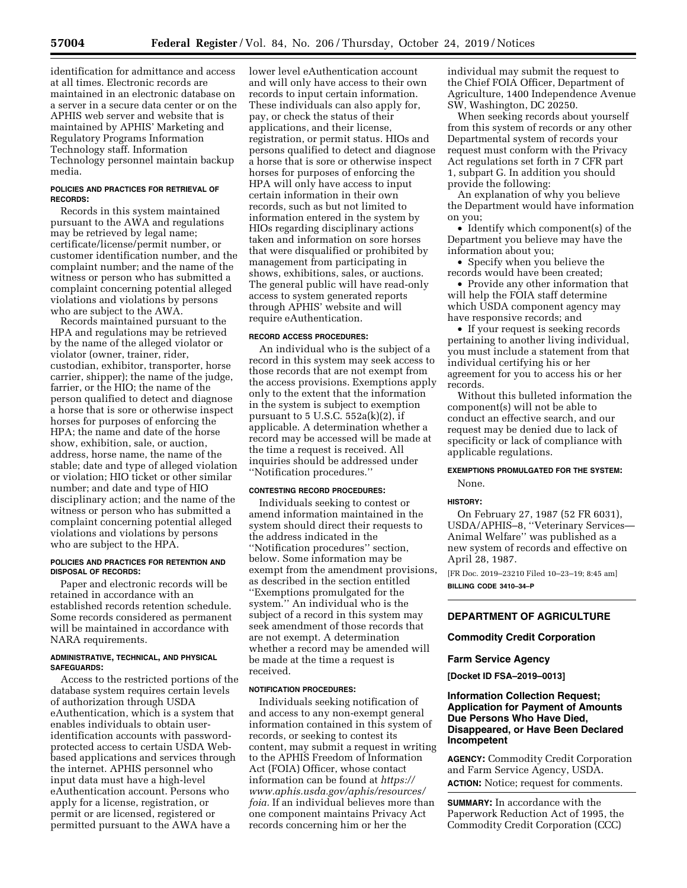identification for admittance and access at all times. Electronic records are maintained in an electronic database on a server in a secure data center or on the APHIS web server and website that is maintained by APHIS' Marketing and Regulatory Programs Information Technology staff. Information Technology personnel maintain backup media.

**POLICIES AND PRACTICES FOR RETRIEVAL OF RECORDS:**

Records in this system maintained pursuant to the AWA and regulations may be retrieved by legal name; certificate/license/permit number, or customer identification number, and the complaint number; and the name of the witness or person who has submitted a complaint concerning potential alleged violations and violations by persons who are subject to the AWA.

Records maintained pursuant to the HPA and regulations may be retrieved by the name of the alleged violator or violator (owner, trainer, rider, custodian, exhibitor, transporter, horse carrier, shipper); the name of the judge, farrier, or the HIO; the name of the person qualified to detect and diagnose a horse that is sore or otherwise inspect horses for purposes of enforcing the HPA; the name and date of the horse show, exhibition, sale, or auction, address, horse name, the name of the stable; date and type of alleged violation or violation; HIO ticket or other similar number; and date and type of HIO disciplinary action; and the name of the witness or person who has submitted a complaint concerning potential alleged violations and violations by persons who are subject to the HPA.

**POLICIES AND PRACTICES FOR RETENTION AND DISPOSAL OF RECORDS:**

Paper and electronic records will be retained in accordance with an established records retention schedule. Some records considered as permanent will be maintained in accordance with NARA requirements.

**ADMINISTRATIVE, TECHNICAL, AND PHYSICAL SAFEGUARDS:**

Access to the restricted portions of the database system requires certain levels of authorization through USDA eAuthentication, which is a system that enables individuals to obtain user-identification accounts with password-protected access to certain USDA Web-based applications and services through the internet. APHIS personnel who input data must have a high-level eAuthentication account. Persons who apply for a license, registration, or permit or are licensed, registered or permitted pursuant to the AWA have a lower level eAuthentication account and will only have access to their own records to input certain information. These individuals can also apply for, pay, or check the status of their applications, and their license, registration, or permit status. HIOs and persons qualified to detect and diagnose a horse that is sore or otherwise inspect horses for purposes of enforcing the HPA will only have access to input certain information in their own records, such as but not limited to information entered in the system by HIOs regarding disciplinary actions taken and information on sore horses that were disqualified or prohibited by management from participating in shows, exhibitions, sales, or auctions. The general public will have read-only access to system generated reports through APHIS' website and will require eAuthentication.

**RECORD ACCESS PROCEDURES:**

An individual who is the subject of a record in this system may seek access to those records that are not exempt from the access provisions. Exemptions apply only to the extent that the information in the system is subject to exemption pursuant to 5 U.S.C. 552a(k)(2), if applicable. A determination whether a record may be accessed will be made at the time a request is received. All inquiries should be addressed under ''Notification procedures.''

**CONTESTING RECORD PROCEDURES:**

Individuals seeking to contest or amend information maintained in the system should direct their requests to the address indicated in the ''Notification procedures'' section, below. Some information may be exempt from the amendment provisions, as described in the section entitled ''Exemptions promulgated for the system.'' An individual who is the subject of a record in this system may seek amendment of those records that are not exempt. A determination whether a record may be amended will be made at the time a request is received.

**NOTIFICATION PROCEDURES:**

Individuals seeking notification of and access to any non-exempt general information contained in this system of records, or seeking to contest its content, may submit a request in writing to the APHIS Freedom of Information Act (FOIA) Officer, whose contact information can be found at *https://www.aphis.usda.gov/aphis/resources/foia.* If an individual believes more than one component maintains Privacy Act records concerning him or her the individual may submit the request to the Chief FOIA Officer, Department of Agriculture, 1400 Independence Avenue SW, Washington, DC 20250.

When seeking records about yourself from this system of records or any other Departmental system of records your request must conform with the Privacy Act regulations set forth in 7 CFR part 1, subpart G. In addition you should provide the following:

An explanation of why you believe the Department would have information on you;

- Identify which component(s) of the Department you believe may have the information about you;
- Specify when you believe the records would have been created;
- Provide any other information that will help the FOIA staff determine which USDA component agency may have responsive records; and
- If your request is seeking records pertaining to another living individual, you must include a statement from that individual certifying his or her agreement for you to access his or her records.

Without this bulleted information the component(s) will not be able to conduct an effective search, and our request may be denied due to lack of specificity or lack of compliance with applicable regulations.

**EXEMPTIONS PROMULGATED FOR THE SYSTEM:**

None.

**HISTORY:**

On February 27, 1987 (52 FR 6031), USDA/APHIS–8, ''Veterinary Services—Animal Welfare'' was published as a new system of records and effective on April 28, 1987.

[FR Doc. 2019–23210 Filed 10–23–19; 8:45 am]

**BILLING CODE 3410–34–P**

---

## DEPARTMENT OF AGRICULTURE

### Commodity Credit Corporation

### Farm Service Agency

**[Docket ID FSA–2019–0013]**

### Information Collection Request; Application for Payment of Amounts Due Persons Who Have Died, Disappeared, or Have Been Declared Incompetent

**AGENCY:** Commodity Credit Corporation and Farm Service Agency, USDA.

**ACTION:** Notice; request for comments.

**SUMMARY:** In accordance with the Paperwork Reduction Act of 1995, the Commodity Credit Corporation (CCC)